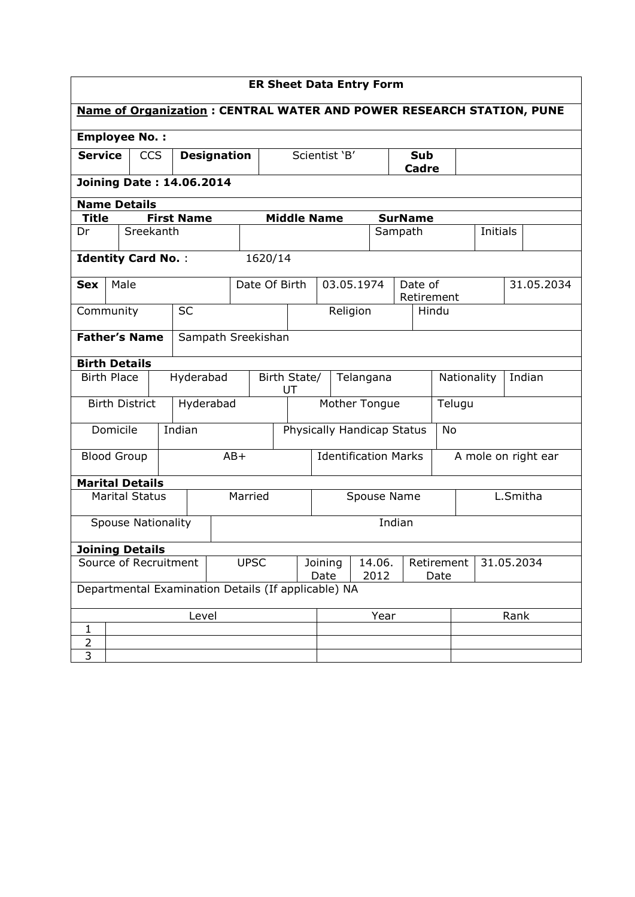# ER Sheet Data Entry Form

**Name of Organization : CENTRAL WATER AND POWER RESEARCH STATION, PUNE**

**Employee No. :**

| **Service** | CCS | **Designation** | Scientist 'B' | **Sub Cadre** | |
|---|---|---|---|---|---|

**Joining Date : 14.06.2014**

**Name Details**

| **Title** | **First Name** | **Middle Name** | **SurName** | | |
|---|---|---|---|---|---|
| Dr | Sreekanth | | Sampath | Initials | |

**Identity Card No.** : 1620/14

| **Sex** | Male | Date Of Birth | 03.05.1974 | Date of Retirement | 31.05.2034 |
|---|---|---|---|---|---|
| Community | SC | Religion | Hindu | | |

| **Father's Name** | Sampath Sreekishan |
|---|---|

**Birth Details**

| Birth Place | Hyderabad | Birth State/ UT | Telangana | Nationality | Indian |
|---|---|---|---|---|---|
| Birth District | Hyderabad | Mother Tongue | Telugu | | |
| Domicile | Indian | Physically Handicap Status | No | | |
| Blood Group | AB+ | Identification Marks | A mole on right ear | | |

**Marital Details**

| Marital Status | Married | Spouse Name | L.Smitha |
|---|---|---|---|
| Spouse Nationality | Indian | | |

**Joining Details**

| Source of Recruitment | UPSC | Joining Date | 14.06. 2012 | Retirement Date | 31.05.2034 |
|---|---|---|---|---|---|

Departmental Examination Details (If applicable) NA

| | Level | Year | Rank |
|---|---|---|---|
| 1 | | | |
| 2 | | | |
| 3 | | | |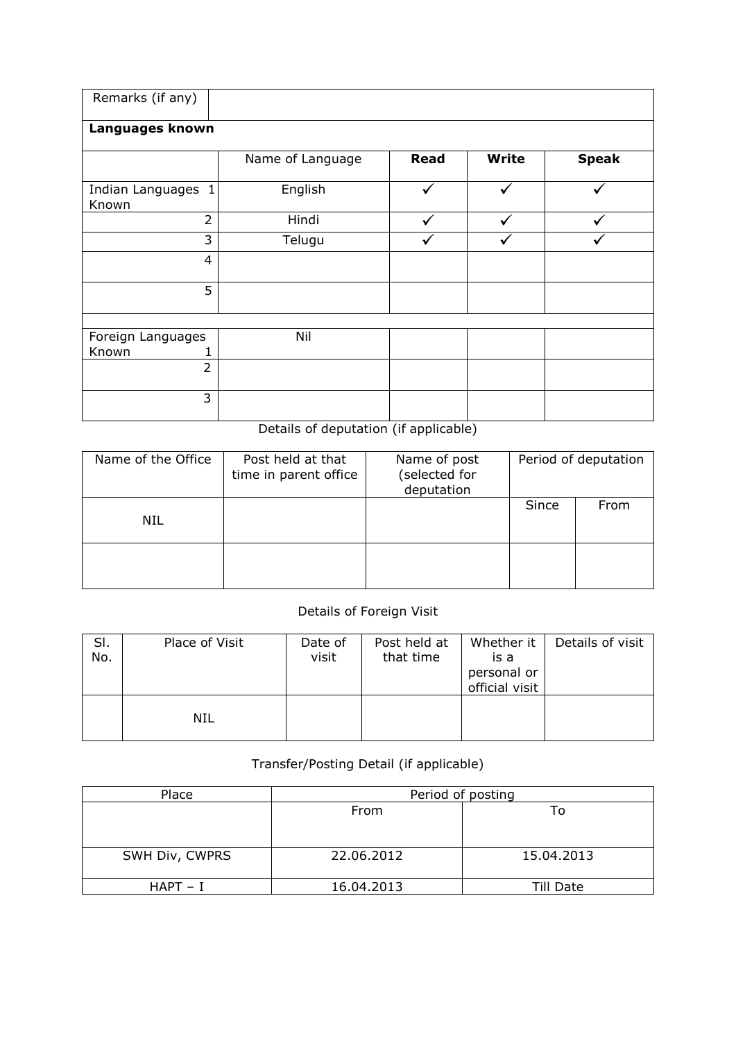| Remarks (if any) | | | | |
|---|---|---|---|---|
| **Languages known** | | | | |
| | Name of Language | **Read** | **Write** | **Speak** |
| Indian Languages Known 1 | English | ✓ | ✓ | ✓ |
| 2 | Hindi | ✓ | ✓ | ✓ |
| 3 | Telugu | ✓ | ✓ | ✓ |
| 4 | | | | |
| 5 | | | | |
| | | | | |
| Foreign Languages Known 1 | Nil | | | |
| 2 | | | | |
| 3 | | | | |

Details of deputation (if applicable)

| Name of the Office | Post held at that time in parent office | Name of post (selected for deputation | Period of deputation | |
|---|---|---|---|---|
| | | | Since | From |
| NIL | | | | |
| | | | | |

Details of Foreign Visit

| Sl. No. | Place of Visit | Date of visit | Post held at that time | Whether it is a personal or official visit | Details of visit |
|---|---|---|---|---|---|
| | NIL | | | | |

Transfer/Posting Detail (if applicable)

| Place | Period of posting | |
|---|---|---|
| | From | To |
| SWH Div, CWPRS | 22.06.2012 | 15.04.2013 |
| HAPT – I | 16.04.2013 | Till Date |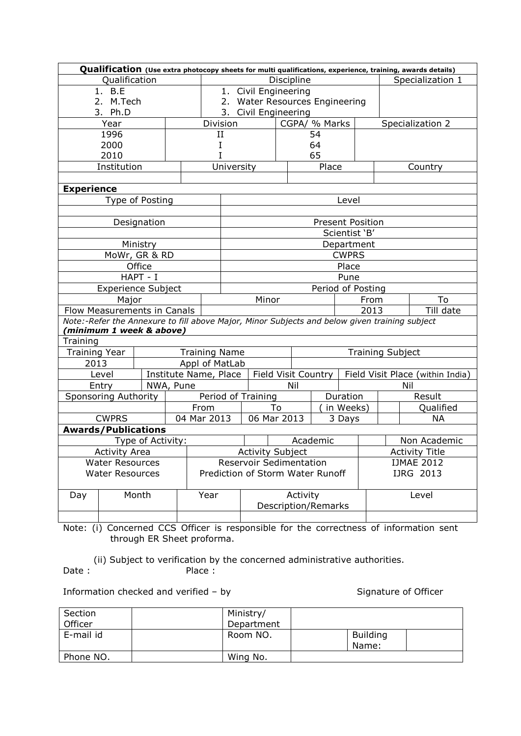**Qualification** (Use extra photocopy sheets for multi qualifications, experience, training, awards details)

| Qualification | Discipline | Specialization 1 |
|---|---|---|
| 1. B.E<br>2. M.Tech<br>3. Ph.D | 1. Civil Engineering<br>2. Water Resources Engineering<br>3. Civil Engineering | |

| Year | Division | CGPA/ % Marks | Specialization 2 |
|---|---|---|---|
| 1996<br>2000<br>2010 | II<br>I<br>I | 54<br>64<br>65 | |

| Institution | University | Place | Country |
|---|---|---|---|
| | | | |

**Experience**

| Type of Posting | Level |
|---|---|
| | |
| **Designation** | **Present Position** |
| | Scientist 'B' |
| **Ministry** | **Department** |
| MoWr, GR & RD | CWPRS |
| **Office** | **Place** |
| HAPT - I | Pune |

| Experience Subject | | Period of Posting | |
|---|---|---|---|
| Major | Minor | From | To |
| Flow Measurements in Canals | | 2013 | Till date |

*Note:-Refer the Annexure to fill above Major, Minor Subjects and below given training subject* ***(minimum 1 week & above)***

**Training**

| Training Year | Training Name | Training Subject |
|---|---|---|
| 2013 | Appl of MatLab | |

| Level | Institute Name, Place | Field Visit Country | Field Visit Place (within India) |
|---|---|---|---|
| Entry | NWA, Pune | Nil | Nil |

| Sponsoring Authority | Period of Training | | Duration | Result | |
|---|---|---|---|---|---|
| | From | To | ( in Weeks) | | Qualified |
| CWPRS | 04 Mar 2013 | 06 Mar 2013 | 3 Days | | NA |

**Awards/Publications**

| Type of Activity: | | Academic | | Non Academic |
|---|---|---|---|---|
| **Activity Area** | **Activity Subject** | | **Activity Title** | |
| Water Resources<br>Water Resources | Reservoir Sedimentation<br>Prediction of Storm Water Runoff | | IJMAE 2012<br>IJRG 2013 | |

| Day | Month | Year | Activity Description/Remarks | Level |
|---|---|---|---|---|
| | | | | |

Note: (i) Concerned CCS Officer is responsible for the correctness of information sent through ER Sheet proforma.

(ii) Subject to verification by the concerned administrative authorities.

Date : Place :

Information checked and verified – by Signature of Officer

| Section Officer | | Ministry/ Department | | | |
|---|---|---|---|---|---|
| E-mail id | | Room NO. | | Building Name: | |
| Phone NO. | | Wing No. | | | |